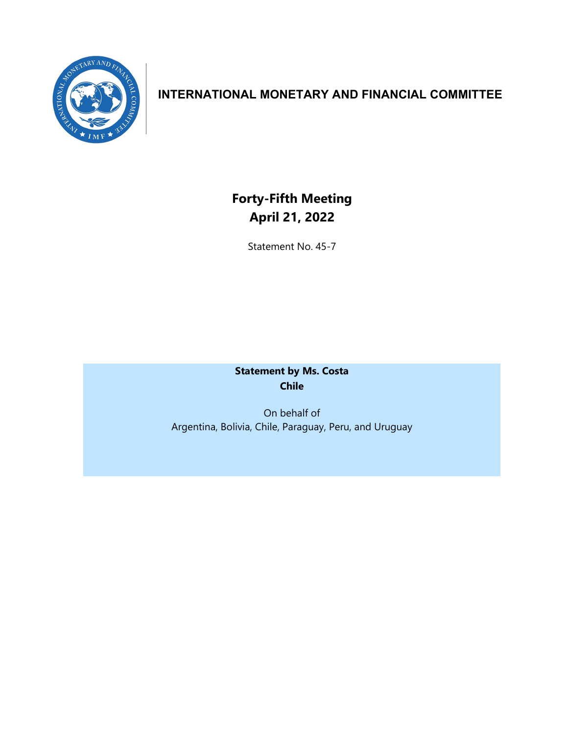# INTERNATIONAL MONETARY AND FINANCIAL COMMITTEE

## Forty-Fifth Meeting
## April 21, 2022

Statement No. 45-7

**Statement by Ms. Costa**
**Chile**

On behalf of
Argentina, Bolivia, Chile, Paraguay, Peru, and Uruguay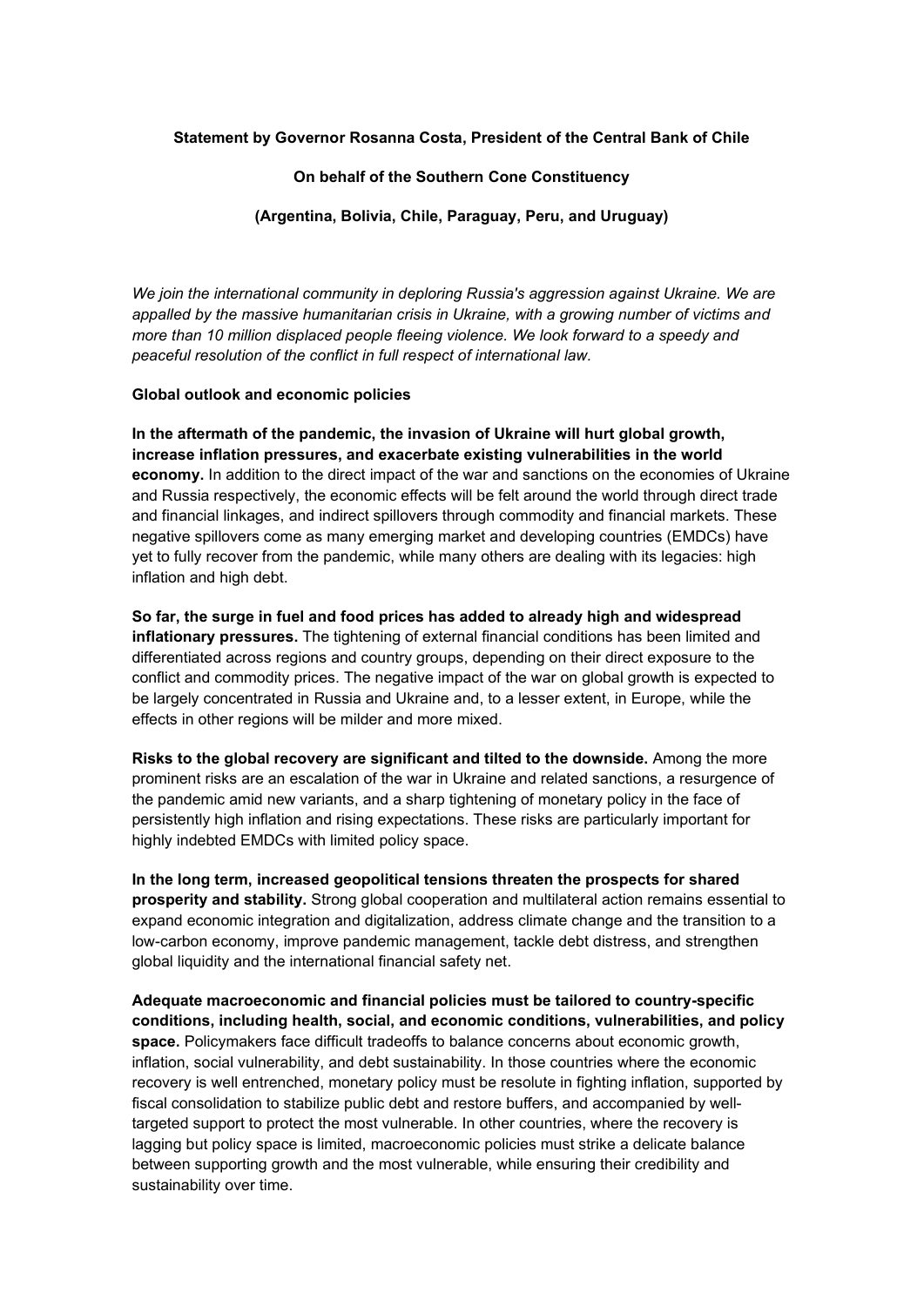**Statement by Governor Rosanna Costa, President of the Central Bank of Chile**

**On behalf of the Southern Cone Constituency**

**(Argentina, Bolivia, Chile, Paraguay, Peru, and Uruguay)**

*We join the international community in deploring Russia's aggression against Ukraine. We are appalled by the massive humanitarian crisis in Ukraine, with a growing number of victims and more than 10 million displaced people fleeing violence. We look forward to a speedy and peaceful resolution of the conflict in full respect of international law.*

**Global outlook and economic policies**

**In the aftermath of the pandemic, the invasion of Ukraine will hurt global growth, increase inflation pressures, and exacerbate existing vulnerabilities in the world economy.** In addition to the direct impact of the war and sanctions on the economies of Ukraine and Russia respectively, the economic effects will be felt around the world through direct trade and financial linkages, and indirect spillovers through commodity and financial markets. These negative spillovers come as many emerging market and developing countries (EMDCs) have yet to fully recover from the pandemic, while many others are dealing with its legacies: high inflation and high debt.

**So far, the surge in fuel and food prices has added to already high and widespread inflationary pressures.** The tightening of external financial conditions has been limited and differentiated across regions and country groups, depending on their direct exposure to the conflict and commodity prices. The negative impact of the war on global growth is expected to be largely concentrated in Russia and Ukraine and, to a lesser extent, in Europe, while the effects in other regions will be milder and more mixed.

**Risks to the global recovery are significant and tilted to the downside.** Among the more prominent risks are an escalation of the war in Ukraine and related sanctions, a resurgence of the pandemic amid new variants, and a sharp tightening of monetary policy in the face of persistently high inflation and rising expectations. These risks are particularly important for highly indebted EMDCs with limited policy space.

**In the long term, increased geopolitical tensions threaten the prospects for shared prosperity and stability.** Strong global cooperation and multilateral action remains essential to expand economic integration and digitalization, address climate change and the transition to a low-carbon economy, improve pandemic management, tackle debt distress, and strengthen global liquidity and the international financial safety net.

**Adequate macroeconomic and financial policies must be tailored to country-specific conditions, including health, social, and economic conditions, vulnerabilities, and policy space.** Policymakers face difficult tradeoffs to balance concerns about economic growth, inflation, social vulnerability, and debt sustainability. In those countries where the economic recovery is well entrenched, monetary policy must be resolute in fighting inflation, supported by fiscal consolidation to stabilize public debt and restore buffers, and accompanied by well-targeted support to protect the most vulnerable. In other countries, where the recovery is lagging but policy space is limited, macroeconomic policies must strike a delicate balance between supporting growth and the most vulnerable, while ensuring their credibility and sustainability over time.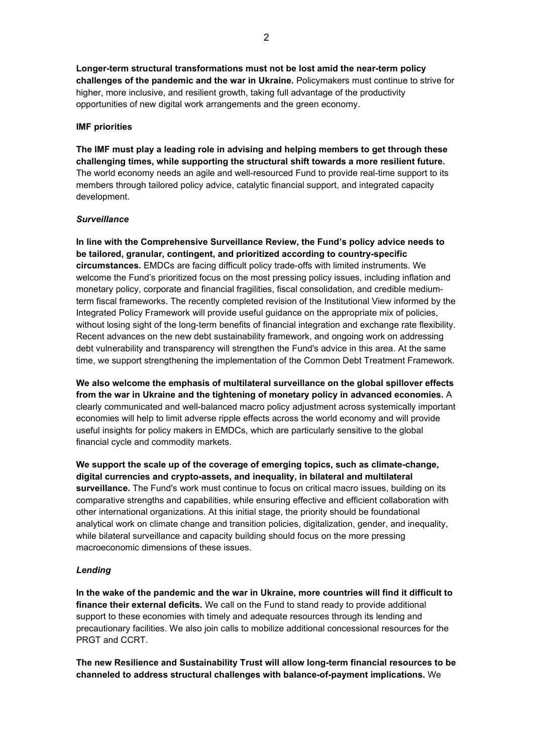**Longer-term structural transformations must not be lost amid the near-term policy challenges of the pandemic and the war in Ukraine.** Policymakers must continue to strive for higher, more inclusive, and resilient growth, taking full advantage of the productivity opportunities of new digital work arrangements and the green economy.

**IMF priorities**

**The IMF must play a leading role in advising and helping members to get through these challenging times, while supporting the structural shift towards a more resilient future.** The world economy needs an agile and well-resourced Fund to provide real-time support to its members through tailored policy advice, catalytic financial support, and integrated capacity development.

***Surveillance***

**In line with the Comprehensive Surveillance Review, the Fund's policy advice needs to be tailored, granular, contingent, and prioritized according to country-specific circumstances.** EMDCs are facing difficult policy trade-offs with limited instruments. We welcome the Fund's prioritized focus on the most pressing policy issues, including inflation and monetary policy, corporate and financial fragilities, fiscal consolidation, and credible medium-term fiscal frameworks. The recently completed revision of the Institutional View informed by the Integrated Policy Framework will provide useful guidance on the appropriate mix of policies, without losing sight of the long-term benefits of financial integration and exchange rate flexibility. Recent advances on the new debt sustainability framework, and ongoing work on addressing debt vulnerability and transparency will strengthen the Fund's advice in this area. At the same time, we support strengthening the implementation of the Common Debt Treatment Framework.

**We also welcome the emphasis of multilateral surveillance on the global spillover effects from the war in Ukraine and the tightening of monetary policy in advanced economies.** A clearly communicated and well-balanced macro policy adjustment across systemically important economies will help to limit adverse ripple effects across the world economy and will provide useful insights for policy makers in EMDCs, which are particularly sensitive to the global financial cycle and commodity markets.

**We support the scale up of the coverage of emerging topics, such as climate-change, digital currencies and crypto-assets, and inequality, in bilateral and multilateral surveillance.** The Fund's work must continue to focus on critical macro issues, building on its comparative strengths and capabilities, while ensuring effective and efficient collaboration with other international organizations. At this initial stage, the priority should be foundational analytical work on climate change and transition policies, digitalization, gender, and inequality, while bilateral surveillance and capacity building should focus on the more pressing macroeconomic dimensions of these issues.

***Lending***

**In the wake of the pandemic and the war in Ukraine, more countries will find it difficult to finance their external deficits.** We call on the Fund to stand ready to provide additional support to these economies with timely and adequate resources through its lending and precautionary facilities. We also join calls to mobilize additional concessional resources for the PRGT and CCRT.

**The new Resilience and Sustainability Trust will allow long-term financial resources to be channeled to address structural challenges with balance-of-payment implications.** We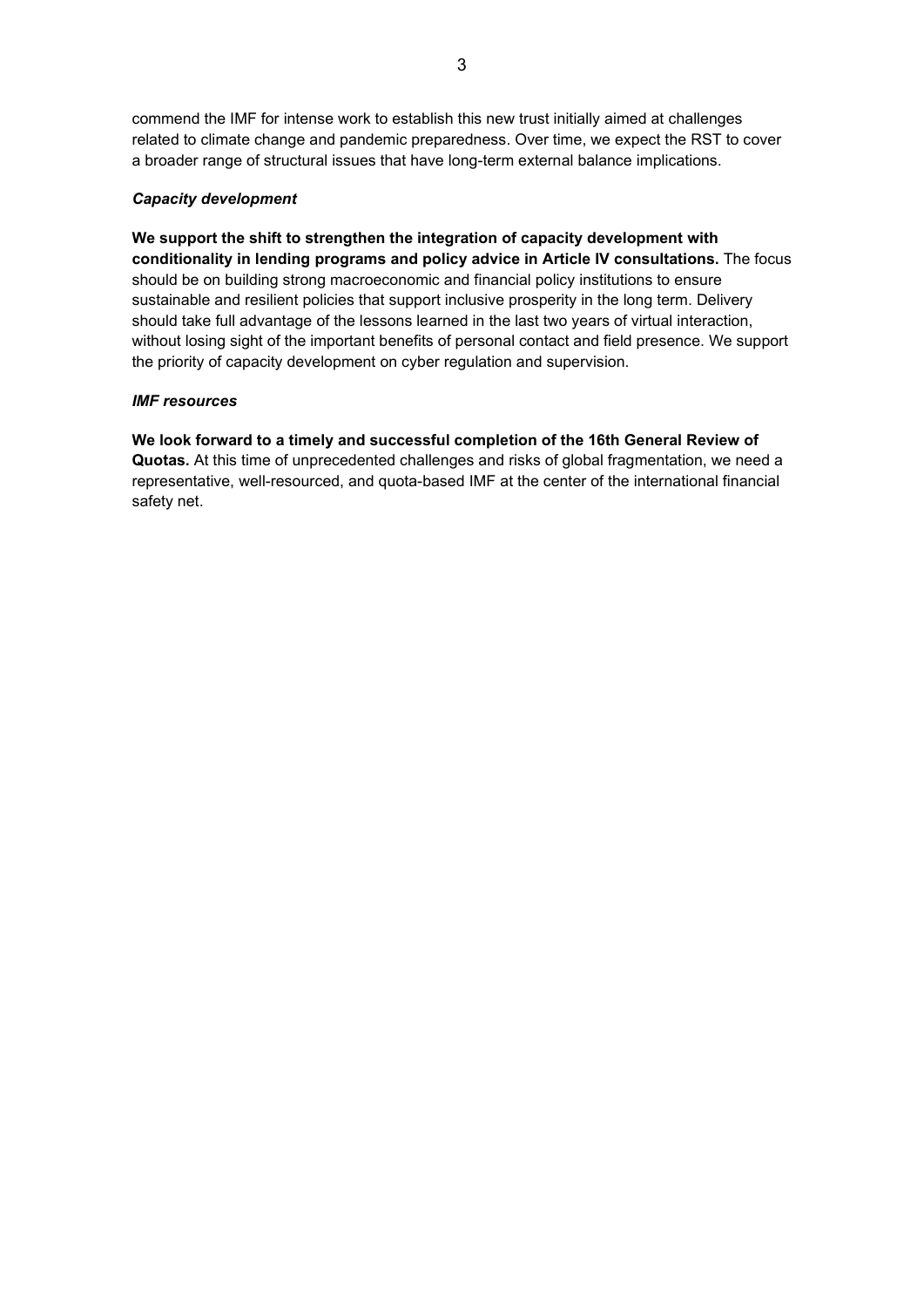commend the IMF for intense work to establish this new trust initially aimed at challenges related to climate change and pandemic preparedness. Over time, we expect the RST to cover a broader range of structural issues that have long-term external balance implications.

***Capacity development***

**We support the shift to strengthen the integration of capacity development with conditionality in lending programs and policy advice in Article IV consultations.** The focus should be on building strong macroeconomic and financial policy institutions to ensure sustainable and resilient policies that support inclusive prosperity in the long term. Delivery should take full advantage of the lessons learned in the last two years of virtual interaction, without losing sight of the important benefits of personal contact and field presence. We support the priority of capacity development on cyber regulation and supervision.

***IMF resources***

**We look forward to a timely and successful completion of the 16th General Review of Quotas.** At this time of unprecedented challenges and risks of global fragmentation, we need a representative, well-resourced, and quota-based IMF at the center of the international financial safety net.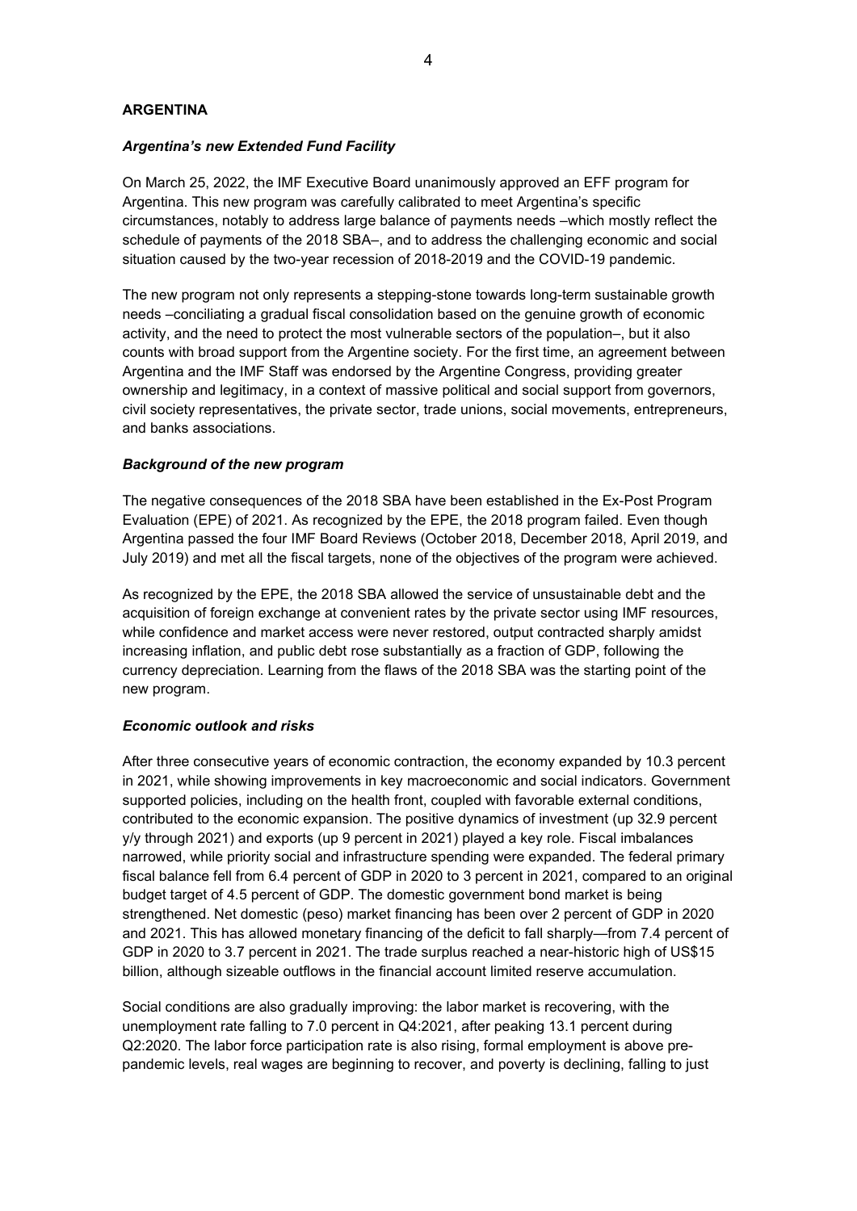## ARGENTINA

### *Argentina's new Extended Fund Facility*

On March 25, 2022, the IMF Executive Board unanimously approved an EFF program for Argentina. This new program was carefully calibrated to meet Argentina's specific circumstances, notably to address large balance of payments needs –which mostly reflect the schedule of payments of the 2018 SBA–, and to address the challenging economic and social situation caused by the two-year recession of 2018-2019 and the COVID-19 pandemic.

The new program not only represents a stepping-stone towards long-term sustainable growth needs –conciliating a gradual fiscal consolidation based on the genuine growth of economic activity, and the need to protect the most vulnerable sectors of the population–, but it also counts with broad support from the Argentine society. For the first time, an agreement between Argentina and the IMF Staff was endorsed by the Argentine Congress, providing greater ownership and legitimacy, in a context of massive political and social support from governors, civil society representatives, the private sector, trade unions, social movements, entrepreneurs, and banks associations.

### *Background of the new program*

The negative consequences of the 2018 SBA have been established in the Ex-Post Program Evaluation (EPE) of 2021. As recognized by the EPE, the 2018 program failed. Even though Argentina passed the four IMF Board Reviews (October 2018, December 2018, April 2019, and July 2019) and met all the fiscal targets, none of the objectives of the program were achieved.

As recognized by the EPE, the 2018 SBA allowed the service of unsustainable debt and the acquisition of foreign exchange at convenient rates by the private sector using IMF resources, while confidence and market access were never restored, output contracted sharply amidst increasing inflation, and public debt rose substantially as a fraction of GDP, following the currency depreciation. Learning from the flaws of the 2018 SBA was the starting point of the new program.

### *Economic outlook and risks*

After three consecutive years of economic contraction, the economy expanded by 10.3 percent in 2021, while showing improvements in key macroeconomic and social indicators. Government supported policies, including on the health front, coupled with favorable external conditions, contributed to the economic expansion. The positive dynamics of investment (up 32.9 percent y/y through 2021) and exports (up 9 percent in 2021) played a key role. Fiscal imbalances narrowed, while priority social and infrastructure spending were expanded. The federal primary fiscal balance fell from 6.4 percent of GDP in 2020 to 3 percent in 2021, compared to an original budget target of 4.5 percent of GDP. The domestic government bond market is being strengthened. Net domestic (peso) market financing has been over 2 percent of GDP in 2020 and 2021. This has allowed monetary financing of the deficit to fall sharply—from 7.4 percent of GDP in 2020 to 3.7 percent in 2021. The trade surplus reached a near-historic high of US$15 billion, although sizeable outflows in the financial account limited reserve accumulation.

Social conditions are also gradually improving: the labor market is recovering, with the unemployment rate falling to 7.0 percent in Q4:2021, after peaking 13.1 percent during Q2:2020. The labor force participation rate is also rising, formal employment is above pre-pandemic levels, real wages are beginning to recover, and poverty is declining, falling to just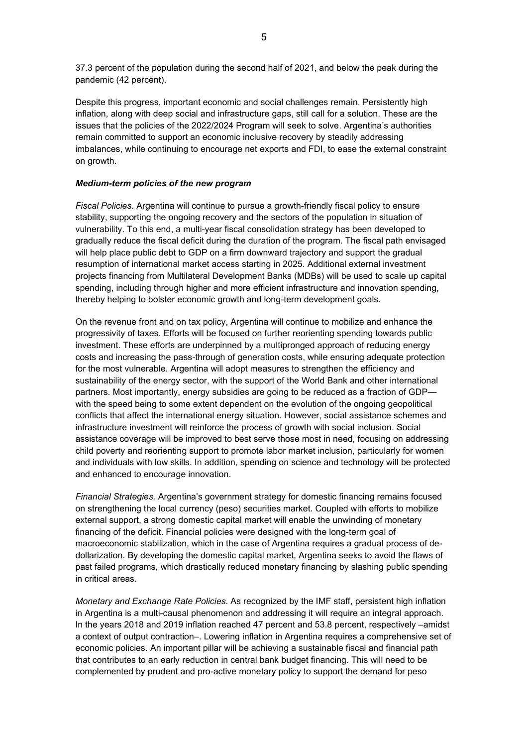37.3 percent of the population during the second half of 2021, and below the peak during the pandemic (42 percent).

Despite this progress, important economic and social challenges remain. Persistently high inflation, along with deep social and infrastructure gaps, still call for a solution. These are the issues that the policies of the 2022/2024 Program will seek to solve. Argentina's authorities remain committed to support an economic inclusive recovery by steadily addressing imbalances, while continuing to encourage net exports and FDI, to ease the external constraint on growth.

***Medium-term policies of the new program***

*Fiscal Policies.* Argentina will continue to pursue a growth-friendly fiscal policy to ensure stability, supporting the ongoing recovery and the sectors of the population in situation of vulnerability. To this end, a multi-year fiscal consolidation strategy has been developed to gradually reduce the fiscal deficit during the duration of the program. The fiscal path envisaged will help place public debt to GDP on a firm downward trajectory and support the gradual resumption of international market access starting in 2025. Additional external investment projects financing from Multilateral Development Banks (MDBs) will be used to scale up capital spending, including through higher and more efficient infrastructure and innovation spending, thereby helping to bolster economic growth and long-term development goals.

On the revenue front and on tax policy, Argentina will continue to mobilize and enhance the progressivity of taxes. Efforts will be focused on further reorienting spending towards public investment. These efforts are underpinned by a multipronged approach of reducing energy costs and increasing the pass-through of generation costs, while ensuring adequate protection for the most vulnerable. Argentina will adopt measures to strengthen the efficiency and sustainability of the energy sector, with the support of the World Bank and other international partners. Most importantly, energy subsidies are going to be reduced as a fraction of GDP—with the speed being to some extent dependent on the evolution of the ongoing geopolitical conflicts that affect the international energy situation. However, social assistance schemes and infrastructure investment will reinforce the process of growth with social inclusion. Social assistance coverage will be improved to best serve those most in need, focusing on addressing child poverty and reorienting support to promote labor market inclusion, particularly for women and individuals with low skills. In addition, spending on science and technology will be protected and enhanced to encourage innovation.

*Financial Strategies.* Argentina's government strategy for domestic financing remains focused on strengthening the local currency (peso) securities market. Coupled with efforts to mobilize external support, a strong domestic capital market will enable the unwinding of monetary financing of the deficit. Financial policies were designed with the long-term goal of macroeconomic stabilization, which in the case of Argentina requires a gradual process of de-dollarization. By developing the domestic capital market, Argentina seeks to avoid the flaws of past failed programs, which drastically reduced monetary financing by slashing public spending in critical areas.

*Monetary and Exchange Rate Policies.* As recognized by the IMF staff, persistent high inflation in Argentina is a multi-causal phenomenon and addressing it will require an integral approach. In the years 2018 and 2019 inflation reached 47 percent and 53.8 percent, respectively –amidst a context of output contraction–. Lowering inflation in Argentina requires a comprehensive set of economic policies. An important pillar will be achieving a sustainable fiscal and financial path that contributes to an early reduction in central bank budget financing. This will need to be complemented by prudent and pro-active monetary policy to support the demand for peso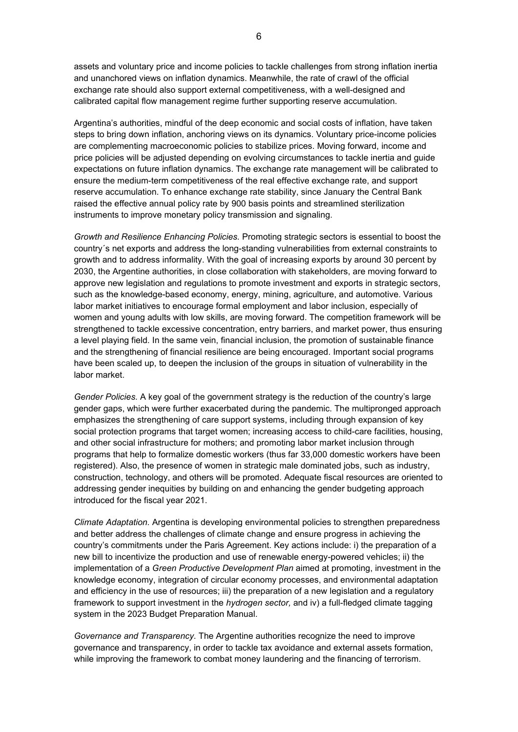assets and voluntary price and income policies to tackle challenges from strong inflation inertia and unanchored views on inflation dynamics. Meanwhile, the rate of crawl of the official exchange rate should also support external competitiveness, with a well-designed and calibrated capital flow management regime further supporting reserve accumulation.

Argentina's authorities, mindful of the deep economic and social costs of inflation, have taken steps to bring down inflation, anchoring views on its dynamics. Voluntary price-income policies are complementing macroeconomic policies to stabilize prices. Moving forward, income and price policies will be adjusted depending on evolving circumstances to tackle inertia and guide expectations on future inflation dynamics. The exchange rate management will be calibrated to ensure the medium-term competitiveness of the real effective exchange rate, and support reserve accumulation. To enhance exchange rate stability, since January the Central Bank raised the effective annual policy rate by 900 basis points and streamlined sterilization instruments to improve monetary policy transmission and signaling.

*Growth and Resilience Enhancing Policies.* Promoting strategic sectors is essential to boost the country´s net exports and address the long-standing vulnerabilities from external constraints to growth and to address informality. With the goal of increasing exports by around 30 percent by 2030, the Argentine authorities, in close collaboration with stakeholders, are moving forward to approve new legislation and regulations to promote investment and exports in strategic sectors, such as the knowledge-based economy, energy, mining, agriculture, and automotive. Various labor market initiatives to encourage formal employment and labor inclusion, especially of women and young adults with low skills, are moving forward. The competition framework will be strengthened to tackle excessive concentration, entry barriers, and market power, thus ensuring a level playing field. In the same vein, financial inclusion, the promotion of sustainable finance and the strengthening of financial resilience are being encouraged. Important social programs have been scaled up, to deepen the inclusion of the groups in situation of vulnerability in the labor market.

*Gender Policies.* A key goal of the government strategy is the reduction of the country's large gender gaps, which were further exacerbated during the pandemic. The multipronged approach emphasizes the strengthening of care support systems, including through expansion of key social protection programs that target women; increasing access to child-care facilities, housing, and other social infrastructure for mothers; and promoting labor market inclusion through programs that help to formalize domestic workers (thus far 33,000 domestic workers have been registered). Also, the presence of women in strategic male dominated jobs, such as industry, construction, technology, and others will be promoted. Adequate fiscal resources are oriented to addressing gender inequities by building on and enhancing the gender budgeting approach introduced for the fiscal year 2021.

*Climate Adaptation.* Argentina is developing environmental policies to strengthen preparedness and better address the challenges of climate change and ensure progress in achieving the country's commitments under the Paris Agreement. Key actions include: i) the preparation of a new bill to incentivize the production and use of renewable energy-powered vehicles; ii) the implementation of a *Green Productive Development Plan* aimed at promoting, investment in the knowledge economy, integration of circular economy processes, and environmental adaptation and efficiency in the use of resources; iii) the preparation of a new legislation and a regulatory framework to support investment in the *hydrogen sector,* and iv) a full-fledged climate tagging system in the 2023 Budget Preparation Manual.

*Governance and Transparency.* The Argentine authorities recognize the need to improve governance and transparency, in order to tackle tax avoidance and external assets formation, while improving the framework to combat money laundering and the financing of terrorism.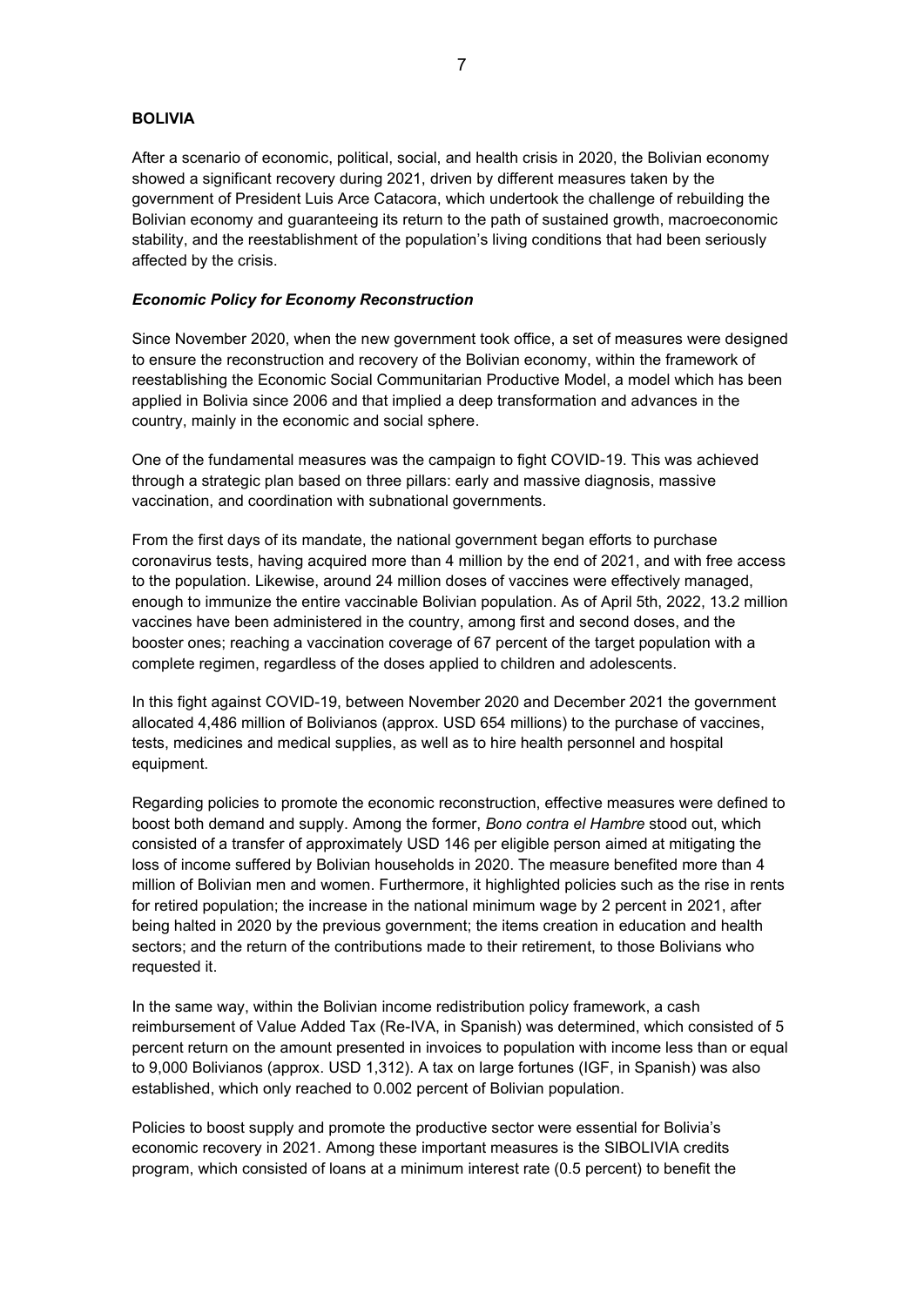**BOLIVIA**

After a scenario of economic, political, social, and health crisis in 2020, the Bolivian economy showed a significant recovery during 2021, driven by different measures taken by the government of President Luis Arce Catacora, which undertook the challenge of rebuilding the Bolivian economy and guaranteeing its return to the path of sustained growth, macroeconomic stability, and the reestablishment of the population's living conditions that had been seriously affected by the crisis.

***Economic Policy for Economy Reconstruction***

Since November 2020, when the new government took office, a set of measures were designed to ensure the reconstruction and recovery of the Bolivian economy, within the framework of reestablishing the Economic Social Communitarian Productive Model, a model which has been applied in Bolivia since 2006 and that implied a deep transformation and advances in the country, mainly in the economic and social sphere.

One of the fundamental measures was the campaign to fight COVID-19. This was achieved through a strategic plan based on three pillars: early and massive diagnosis, massive vaccination, and coordination with subnational governments.

From the first days of its mandate, the national government began efforts to purchase coronavirus tests, having acquired more than 4 million by the end of 2021, and with free access to the population. Likewise, around 24 million doses of vaccines were effectively managed, enough to immunize the entire vaccinable Bolivian population. As of April 5th, 2022, 13.2 million vaccines have been administered in the country, among first and second doses, and the booster ones; reaching a vaccination coverage of 67 percent of the target population with a complete regimen, regardless of the doses applied to children and adolescents.

In this fight against COVID-19, between November 2020 and December 2021 the government allocated 4,486 million of Bolivianos (approx. USD 654 millions) to the purchase of vaccines, tests, medicines and medical supplies, as well as to hire health personnel and hospital equipment.

Regarding policies to promote the economic reconstruction, effective measures were defined to boost both demand and supply. Among the former, *Bono contra el Hambre* stood out, which consisted of a transfer of approximately USD 146 per eligible person aimed at mitigating the loss of income suffered by Bolivian households in 2020. The measure benefited more than 4 million of Bolivian men and women. Furthermore, it highlighted policies such as the rise in rents for retired population; the increase in the national minimum wage by 2 percent in 2021, after being halted in 2020 by the previous government; the items creation in education and health sectors; and the return of the contributions made to their retirement, to those Bolivians who requested it.

In the same way, within the Bolivian income redistribution policy framework, a cash reimbursement of Value Added Tax (Re-IVA, in Spanish) was determined, which consisted of 5 percent return on the amount presented in invoices to population with income less than or equal to 9,000 Bolivianos (approx. USD 1,312). A tax on large fortunes (IGF, in Spanish) was also established, which only reached to 0.002 percent of Bolivian population.

Policies to boost supply and promote the productive sector were essential for Bolivia's economic recovery in 2021. Among these important measures is the SIBOLIVIA credits program, which consisted of loans at a minimum interest rate (0.5 percent) to benefit the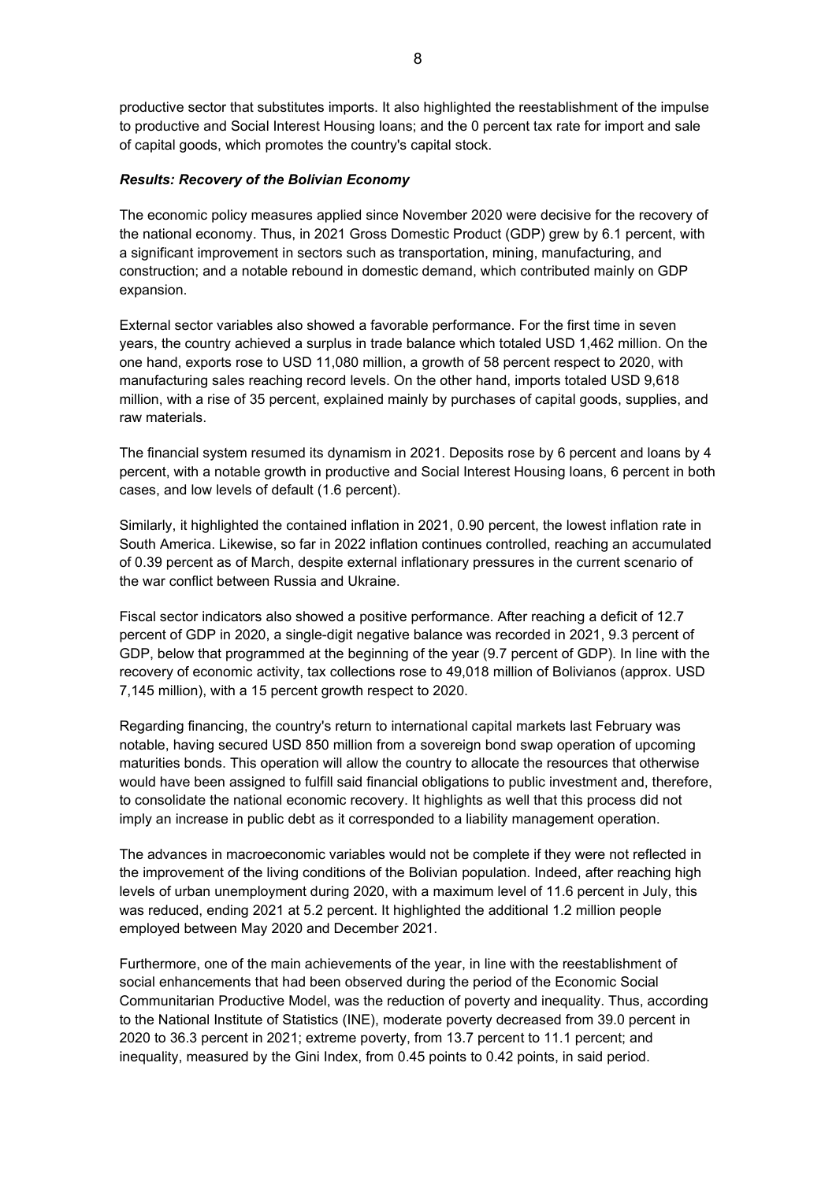productive sector that substitutes imports. It also highlighted the reestablishment of the impulse to productive and Social Interest Housing loans; and the 0 percent tax rate for import and sale of capital goods, which promotes the country's capital stock.

***Results: Recovery of the Bolivian Economy***

The economic policy measures applied since November 2020 were decisive for the recovery of the national economy. Thus, in 2021 Gross Domestic Product (GDP) grew by 6.1 percent, with a significant improvement in sectors such as transportation, mining, manufacturing, and construction; and a notable rebound in domestic demand, which contributed mainly on GDP expansion.

External sector variables also showed a favorable performance. For the first time in seven years, the country achieved a surplus in trade balance which totaled USD 1,462 million. On the one hand, exports rose to USD 11,080 million, a growth of 58 percent respect to 2020, with manufacturing sales reaching record levels. On the other hand, imports totaled USD 9,618 million, with a rise of 35 percent, explained mainly by purchases of capital goods, supplies, and raw materials.

The financial system resumed its dynamism in 2021. Deposits rose by 6 percent and loans by 4 percent, with a notable growth in productive and Social Interest Housing loans, 6 percent in both cases, and low levels of default (1.6 percent).

Similarly, it highlighted the contained inflation in 2021, 0.90 percent, the lowest inflation rate in South America. Likewise, so far in 2022 inflation continues controlled, reaching an accumulated of 0.39 percent as of March, despite external inflationary pressures in the current scenario of the war conflict between Russia and Ukraine.

Fiscal sector indicators also showed a positive performance. After reaching a deficit of 12.7 percent of GDP in 2020, a single-digit negative balance was recorded in 2021, 9.3 percent of GDP, below that programmed at the beginning of the year (9.7 percent of GDP). In line with the recovery of economic activity, tax collections rose to 49,018 million of Bolivianos (approx. USD 7,145 million), with a 15 percent growth respect to 2020.

Regarding financing, the country's return to international capital markets last February was notable, having secured USD 850 million from a sovereign bond swap operation of upcoming maturities bonds. This operation will allow the country to allocate the resources that otherwise would have been assigned to fulfill said financial obligations to public investment and, therefore, to consolidate the national economic recovery. It highlights as well that this process did not imply an increase in public debt as it corresponded to a liability management operation.

The advances in macroeconomic variables would not be complete if they were not reflected in the improvement of the living conditions of the Bolivian population. Indeed, after reaching high levels of urban unemployment during 2020, with a maximum level of 11.6 percent in July, this was reduced, ending 2021 at 5.2 percent. It highlighted the additional 1.2 million people employed between May 2020 and December 2021.

Furthermore, one of the main achievements of the year, in line with the reestablishment of social enhancements that had been observed during the period of the Economic Social Communitarian Productive Model, was the reduction of poverty and inequality. Thus, according to the National Institute of Statistics (INE), moderate poverty decreased from 39.0 percent in 2020 to 36.3 percent in 2021; extreme poverty, from 13.7 percent to 11.1 percent; and inequality, measured by the Gini Index, from 0.45 points to 0.42 points, in said period.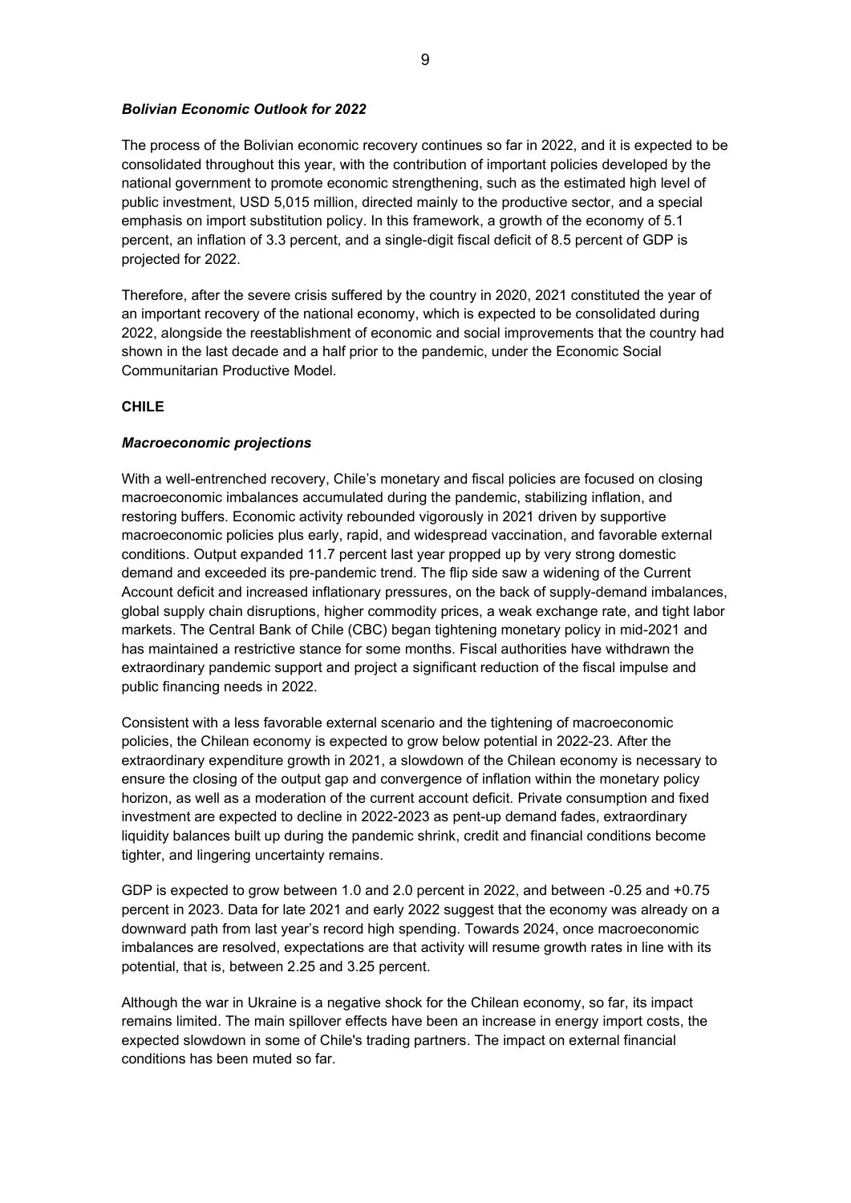***Bolivian Economic Outlook for 2022***

The process of the Bolivian economic recovery continues so far in 2022, and it is expected to be consolidated throughout this year, with the contribution of important policies developed by the national government to promote economic strengthening, such as the estimated high level of public investment, USD 5,015 million, directed mainly to the productive sector, and a special emphasis on import substitution policy. In this framework, a growth of the economy of 5.1 percent, an inflation of 3.3 percent, and a single-digit fiscal deficit of 8.5 percent of GDP is projected for 2022.

Therefore, after the severe crisis suffered by the country in 2020, 2021 constituted the year of an important recovery of the national economy, which is expected to be consolidated during 2022, alongside the reestablishment of economic and social improvements that the country had shown in the last decade and a half prior to the pandemic, under the Economic Social Communitarian Productive Model.

**CHILE**

***Macroeconomic projections***

With a well-entrenched recovery, Chile's monetary and fiscal policies are focused on closing macroeconomic imbalances accumulated during the pandemic, stabilizing inflation, and restoring buffers. Economic activity rebounded vigorously in 2021 driven by supportive macroeconomic policies plus early, rapid, and widespread vaccination, and favorable external conditions. Output expanded 11.7 percent last year propped up by very strong domestic demand and exceeded its pre-pandemic trend. The flip side saw a widening of the Current Account deficit and increased inflationary pressures, on the back of supply-demand imbalances, global supply chain disruptions, higher commodity prices, a weak exchange rate, and tight labor markets. The Central Bank of Chile (CBC) began tightening monetary policy in mid-2021 and has maintained a restrictive stance for some months. Fiscal authorities have withdrawn the extraordinary pandemic support and project a significant reduction of the fiscal impulse and public financing needs in 2022.

Consistent with a less favorable external scenario and the tightening of macroeconomic policies, the Chilean economy is expected to grow below potential in 2022-23. After the extraordinary expenditure growth in 2021, a slowdown of the Chilean economy is necessary to ensure the closing of the output gap and convergence of inflation within the monetary policy horizon, as well as a moderation of the current account deficit. Private consumption and fixed investment are expected to decline in 2022-2023 as pent-up demand fades, extraordinary liquidity balances built up during the pandemic shrink, credit and financial conditions become tighter, and lingering uncertainty remains.

GDP is expected to grow between 1.0 and 2.0 percent in 2022, and between -0.25 and +0.75 percent in 2023. Data for late 2021 and early 2022 suggest that the economy was already on a downward path from last year's record high spending. Towards 2024, once macroeconomic imbalances are resolved, expectations are that activity will resume growth rates in line with its potential, that is, between 2.25 and 3.25 percent.

Although the war in Ukraine is a negative shock for the Chilean economy, so far, its impact remains limited. The main spillover effects have been an increase in energy import costs, the expected slowdown in some of Chile's trading partners. The impact on external financial conditions has been muted so far.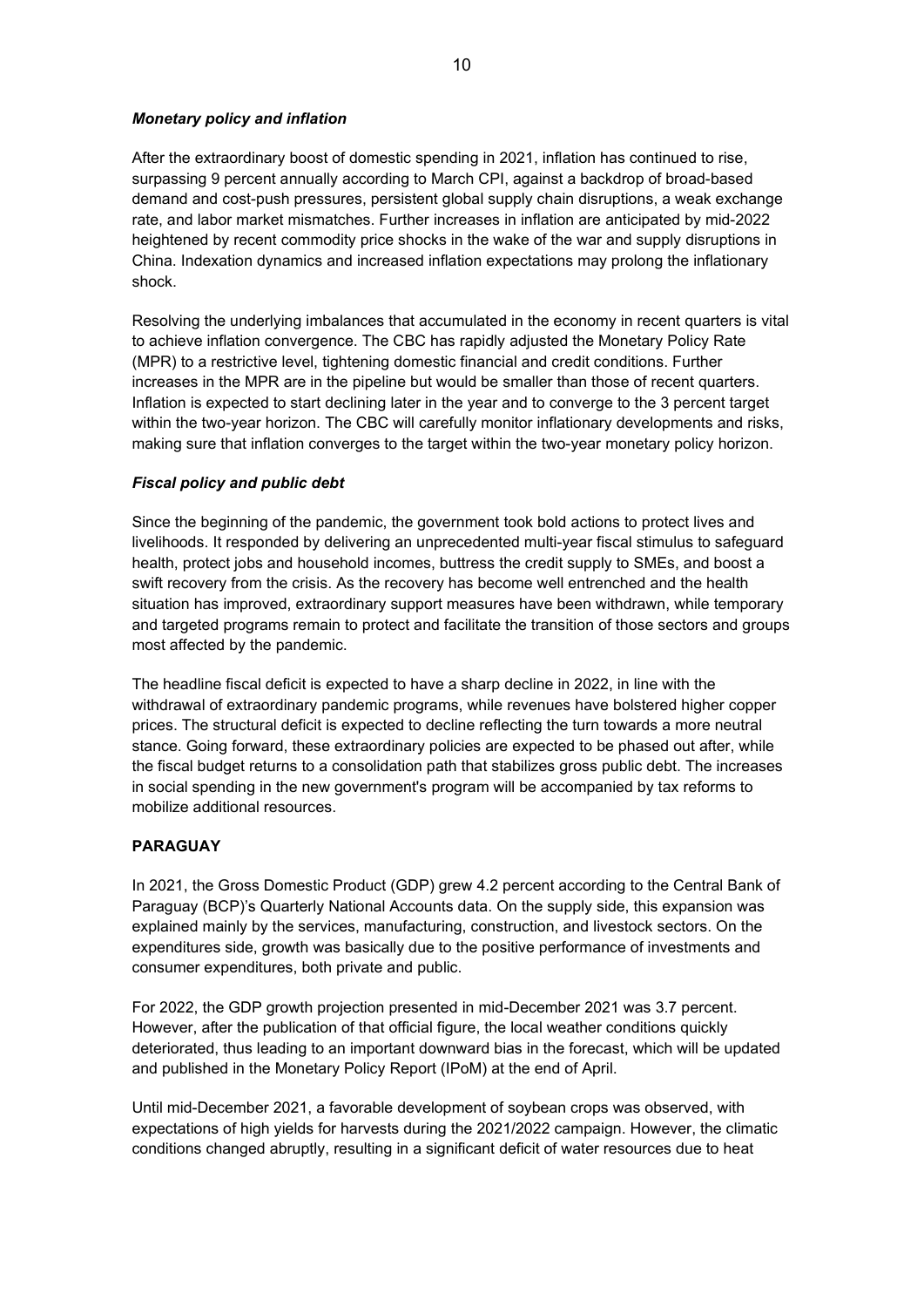***Monetary policy and inflation***

After the extraordinary boost of domestic spending in 2021, inflation has continued to rise, surpassing 9 percent annually according to March CPI, against a backdrop of broad-based demand and cost-push pressures, persistent global supply chain disruptions, a weak exchange rate, and labor market mismatches. Further increases in inflation are anticipated by mid-2022 heightened by recent commodity price shocks in the wake of the war and supply disruptions in China. Indexation dynamics and increased inflation expectations may prolong the inflationary shock.

Resolving the underlying imbalances that accumulated in the economy in recent quarters is vital to achieve inflation convergence. The CBC has rapidly adjusted the Monetary Policy Rate (MPR) to a restrictive level, tightening domestic financial and credit conditions. Further increases in the MPR are in the pipeline but would be smaller than those of recent quarters. Inflation is expected to start declining later in the year and to converge to the 3 percent target within the two-year horizon. The CBC will carefully monitor inflationary developments and risks, making sure that inflation converges to the target within the two-year monetary policy horizon.

***Fiscal policy and public debt***

Since the beginning of the pandemic, the government took bold actions to protect lives and livelihoods. It responded by delivering an unprecedented multi-year fiscal stimulus to safeguard health, protect jobs and household incomes, buttress the credit supply to SMEs, and boost a swift recovery from the crisis. As the recovery has become well entrenched and the health situation has improved, extraordinary support measures have been withdrawn, while temporary and targeted programs remain to protect and facilitate the transition of those sectors and groups most affected by the pandemic.

The headline fiscal deficit is expected to have a sharp decline in 2022, in line with the withdrawal of extraordinary pandemic programs, while revenues have bolstered higher copper prices. The structural deficit is expected to decline reflecting the turn towards a more neutral stance. Going forward, these extraordinary policies are expected to be phased out after, while the fiscal budget returns to a consolidation path that stabilizes gross public debt. The increases in social spending in the new government's program will be accompanied by tax reforms to mobilize additional resources.

**PARAGUAY**

In 2021, the Gross Domestic Product (GDP) grew 4.2 percent according to the Central Bank of Paraguay (BCP)'s Quarterly National Accounts data. On the supply side, this expansion was explained mainly by the services, manufacturing, construction, and livestock sectors. On the expenditures side, growth was basically due to the positive performance of investments and consumer expenditures, both private and public.

For 2022, the GDP growth projection presented in mid-December 2021 was 3.7 percent. However, after the publication of that official figure, the local weather conditions quickly deteriorated, thus leading to an important downward bias in the forecast, which will be updated and published in the Monetary Policy Report (IPoM) at the end of April.

Until mid-December 2021, a favorable development of soybean crops was observed, with expectations of high yields for harvests during the 2021/2022 campaign. However, the climatic conditions changed abruptly, resulting in a significant deficit of water resources due to heat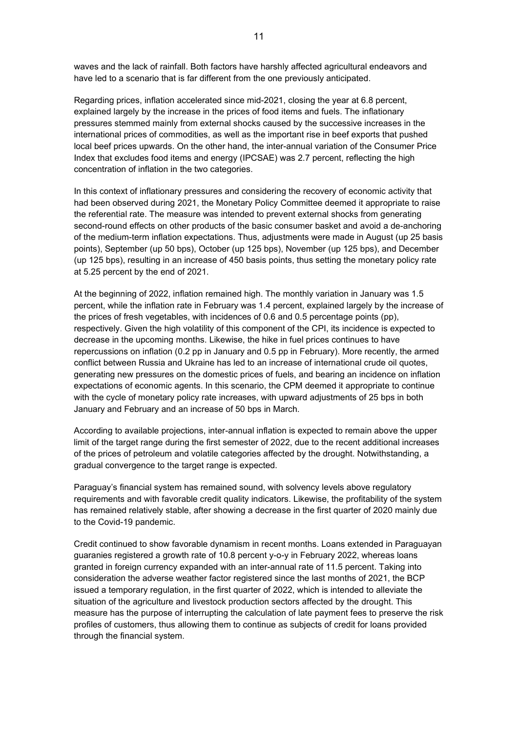waves and the lack of rainfall. Both factors have harshly affected agricultural endeavors and have led to a scenario that is far different from the one previously anticipated.

Regarding prices, inflation accelerated since mid-2021, closing the year at 6.8 percent, explained largely by the increase in the prices of food items and fuels. The inflationary pressures stemmed mainly from external shocks caused by the successive increases in the international prices of commodities, as well as the important rise in beef exports that pushed local beef prices upwards. On the other hand, the inter-annual variation of the Consumer Price Index that excludes food items and energy (IPCSAE) was 2.7 percent, reflecting the high concentration of inflation in the two categories.

In this context of inflationary pressures and considering the recovery of economic activity that had been observed during 2021, the Monetary Policy Committee deemed it appropriate to raise the referential rate. The measure was intended to prevent external shocks from generating second-round effects on other products of the basic consumer basket and avoid a de-anchoring of the medium-term inflation expectations. Thus, adjustments were made in August (up 25 basis points), September (up 50 bps), October (up 125 bps), November (up 125 bps), and December (up 125 bps), resulting in an increase of 450 basis points, thus setting the monetary policy rate at 5.25 percent by the end of 2021.

At the beginning of 2022, inflation remained high. The monthly variation in January was 1.5 percent, while the inflation rate in February was 1.4 percent, explained largely by the increase of the prices of fresh vegetables, with incidences of 0.6 and 0.5 percentage points (pp), respectively. Given the high volatility of this component of the CPI, its incidence is expected to decrease in the upcoming months. Likewise, the hike in fuel prices continues to have repercussions on inflation (0.2 pp in January and 0.5 pp in February). More recently, the armed conflict between Russia and Ukraine has led to an increase of international crude oil quotes, generating new pressures on the domestic prices of fuels, and bearing an incidence on inflation expectations of economic agents. In this scenario, the CPM deemed it appropriate to continue with the cycle of monetary policy rate increases, with upward adjustments of 25 bps in both January and February and an increase of 50 bps in March.

According to available projections, inter-annual inflation is expected to remain above the upper limit of the target range during the first semester of 2022, due to the recent additional increases of the prices of petroleum and volatile categories affected by the drought. Notwithstanding, a gradual convergence to the target range is expected.

Paraguay's financial system has remained sound, with solvency levels above regulatory requirements and with favorable credit quality indicators. Likewise, the profitability of the system has remained relatively stable, after showing a decrease in the first quarter of 2020 mainly due to the Covid-19 pandemic.

Credit continued to show favorable dynamism in recent months. Loans extended in Paraguayan guaranies registered a growth rate of 10.8 percent y-o-y in February 2022, whereas loans granted in foreign currency expanded with an inter-annual rate of 11.5 percent. Taking into consideration the adverse weather factor registered since the last months of 2021, the BCP issued a temporary regulation, in the first quarter of 2022, which is intended to alleviate the situation of the agriculture and livestock production sectors affected by the drought. This measure has the purpose of interrupting the calculation of late payment fees to preserve the risk profiles of customers, thus allowing them to continue as subjects of credit for loans provided through the financial system.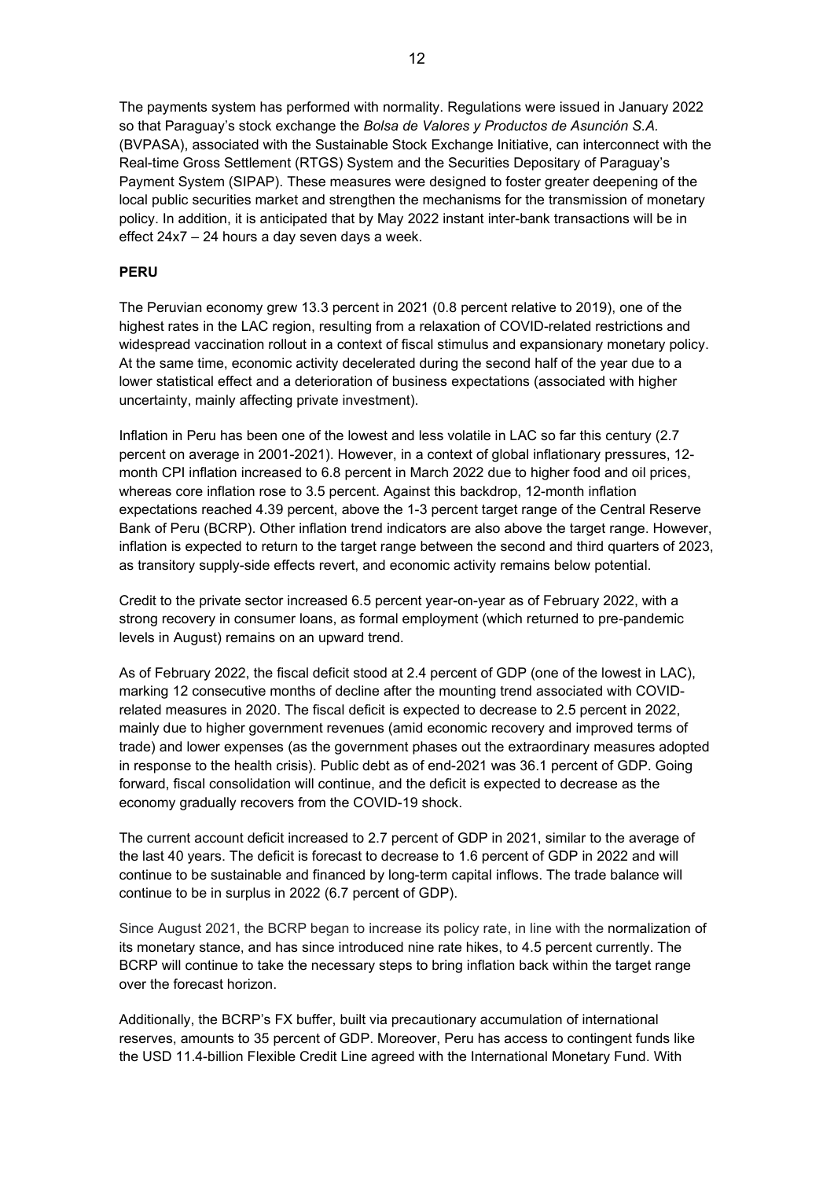The payments system has performed with normality. Regulations were issued in January 2022 so that Paraguay's stock exchange the *Bolsa de Valores y Productos de Asunción S.A.* (BVPASA), associated with the Sustainable Stock Exchange Initiative, can interconnect with the Real-time Gross Settlement (RTGS) System and the Securities Depositary of Paraguay's Payment System (SIPAP). These measures were designed to foster greater deepening of the local public securities market and strengthen the mechanisms for the transmission of monetary policy. In addition, it is anticipated that by May 2022 instant inter-bank transactions will be in effect 24x7 – 24 hours a day seven days a week.

**PERU**

The Peruvian economy grew 13.3 percent in 2021 (0.8 percent relative to 2019), one of the highest rates in the LAC region, resulting from a relaxation of COVID-related restrictions and widespread vaccination rollout in a context of fiscal stimulus and expansionary monetary policy. At the same time, economic activity decelerated during the second half of the year due to a lower statistical effect and a deterioration of business expectations (associated with higher uncertainty, mainly affecting private investment).

Inflation in Peru has been one of the lowest and less volatile in LAC so far this century (2.7 percent on average in 2001-2021). However, in a context of global inflationary pressures, 12-month CPI inflation increased to 6.8 percent in March 2022 due to higher food and oil prices, whereas core inflation rose to 3.5 percent. Against this backdrop, 12-month inflation expectations reached 4.39 percent, above the 1-3 percent target range of the Central Reserve Bank of Peru (BCRP). Other inflation trend indicators are also above the target range. However, inflation is expected to return to the target range between the second and third quarters of 2023, as transitory supply-side effects revert, and economic activity remains below potential.

Credit to the private sector increased 6.5 percent year-on-year as of February 2022, with a strong recovery in consumer loans, as formal employment (which returned to pre-pandemic levels in August) remains on an upward trend.

As of February 2022, the fiscal deficit stood at 2.4 percent of GDP (one of the lowest in LAC), marking 12 consecutive months of decline after the mounting trend associated with COVID-related measures in 2020. The fiscal deficit is expected to decrease to 2.5 percent in 2022, mainly due to higher government revenues (amid economic recovery and improved terms of trade) and lower expenses (as the government phases out the extraordinary measures adopted in response to the health crisis). Public debt as of end-2021 was 36.1 percent of GDP. Going forward, fiscal consolidation will continue, and the deficit is expected to decrease as the economy gradually recovers from the COVID-19 shock.

The current account deficit increased to 2.7 percent of GDP in 2021, similar to the average of the last 40 years. The deficit is forecast to decrease to 1.6 percent of GDP in 2022 and will continue to be sustainable and financed by long-term capital inflows. The trade balance will continue to be in surplus in 2022 (6.7 percent of GDP).

Since August 2021, the BCRP began to increase its policy rate, in line with the normalization of its monetary stance, and has since introduced nine rate hikes, to 4.5 percent currently. The BCRP will continue to take the necessary steps to bring inflation back within the target range over the forecast horizon.

Additionally, the BCRP's FX buffer, built via precautionary accumulation of international reserves, amounts to 35 percent of GDP. Moreover, Peru has access to contingent funds like the USD 11.4-billion Flexible Credit Line agreed with the International Monetary Fund. With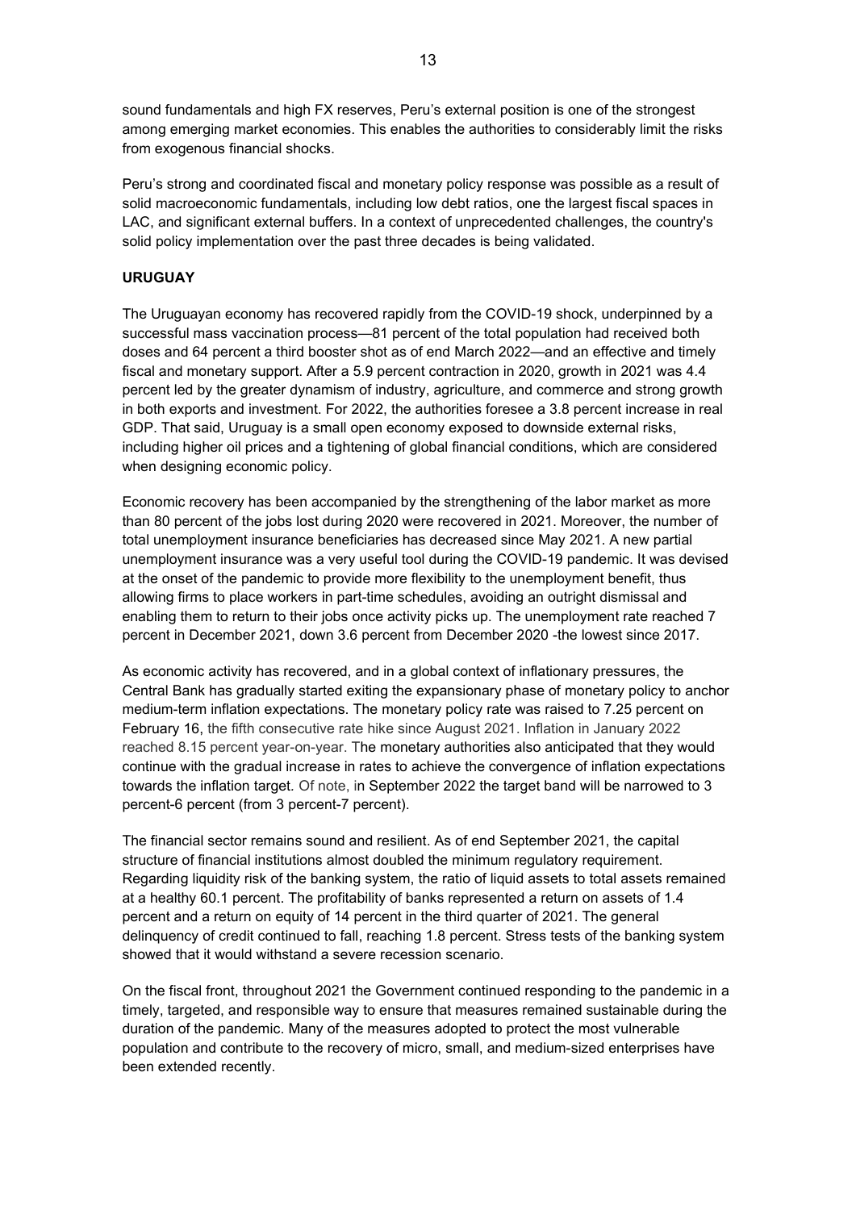sound fundamentals and high FX reserves, Peru's external position is one of the strongest among emerging market economies. This enables the authorities to considerably limit the risks from exogenous financial shocks.

Peru's strong and coordinated fiscal and monetary policy response was possible as a result of solid macroeconomic fundamentals, including low debt ratios, one the largest fiscal spaces in LAC, and significant external buffers. In a context of unprecedented challenges, the country's solid policy implementation over the past three decades is being validated.

**URUGUAY**

The Uruguayan economy has recovered rapidly from the COVID-19 shock, underpinned by a successful mass vaccination process—81 percent of the total population had received both doses and 64 percent a third booster shot as of end March 2022—and an effective and timely fiscal and monetary support. After a 5.9 percent contraction in 2020, growth in 2021 was 4.4 percent led by the greater dynamism of industry, agriculture, and commerce and strong growth in both exports and investment. For 2022, the authorities foresee a 3.8 percent increase in real GDP. That said, Uruguay is a small open economy exposed to downside external risks, including higher oil prices and a tightening of global financial conditions, which are considered when designing economic policy.

Economic recovery has been accompanied by the strengthening of the labor market as more than 80 percent of the jobs lost during 2020 were recovered in 2021. Moreover, the number of total unemployment insurance beneficiaries has decreased since May 2021. A new partial unemployment insurance was a very useful tool during the COVID-19 pandemic. It was devised at the onset of the pandemic to provide more flexibility to the unemployment benefit, thus allowing firms to place workers in part-time schedules, avoiding an outright dismissal and enabling them to return to their jobs once activity picks up. The unemployment rate reached 7 percent in December 2021, down 3.6 percent from December 2020 -the lowest since 2017.

As economic activity has recovered, and in a global context of inflationary pressures, the Central Bank has gradually started exiting the expansionary phase of monetary policy to anchor medium-term inflation expectations. The monetary policy rate was raised to 7.25 percent on February 16, the fifth consecutive rate hike since August 2021. Inflation in January 2022 reached 8.15 percent year-on-year. The monetary authorities also anticipated that they would continue with the gradual increase in rates to achieve the convergence of inflation expectations towards the inflation target. Of note, in September 2022 the target band will be narrowed to 3 percent-6 percent (from 3 percent-7 percent).

The financial sector remains sound and resilient. As of end September 2021, the capital structure of financial institutions almost doubled the minimum regulatory requirement. Regarding liquidity risk of the banking system, the ratio of liquid assets to total assets remained at a healthy 60.1 percent. The profitability of banks represented a return on assets of 1.4 percent and a return on equity of 14 percent in the third quarter of 2021. The general delinquency of credit continued to fall, reaching 1.8 percent. Stress tests of the banking system showed that it would withstand a severe recession scenario.

On the fiscal front, throughout 2021 the Government continued responding to the pandemic in a timely, targeted, and responsible way to ensure that measures remained sustainable during the duration of the pandemic. Many of the measures adopted to protect the most vulnerable population and contribute to the recovery of micro, small, and medium-sized enterprises have been extended recently.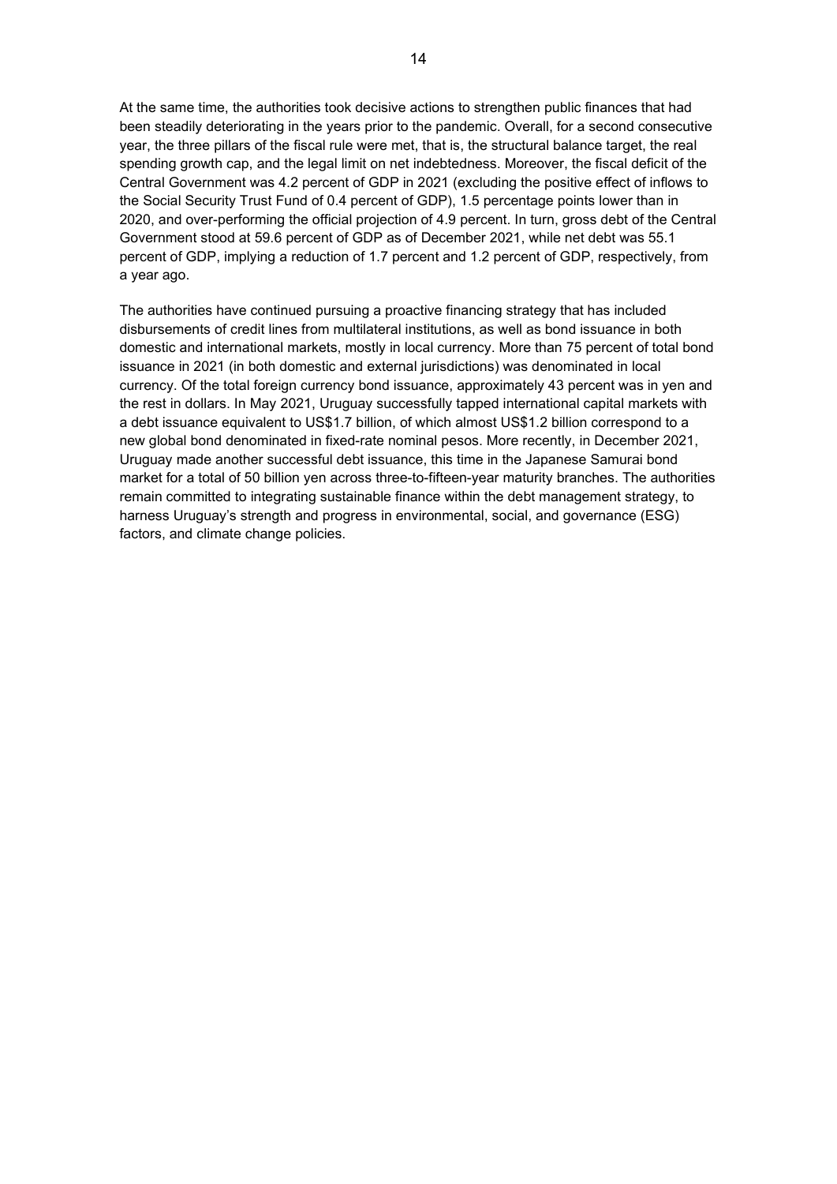At the same time, the authorities took decisive actions to strengthen public finances that had been steadily deteriorating in the years prior to the pandemic. Overall, for a second consecutive year, the three pillars of the fiscal rule were met, that is, the structural balance target, the real spending growth cap, and the legal limit on net indebtedness. Moreover, the fiscal deficit of the Central Government was 4.2 percent of GDP in 2021 (excluding the positive effect of inflows to the Social Security Trust Fund of 0.4 percent of GDP), 1.5 percentage points lower than in 2020, and over-performing the official projection of 4.9 percent. In turn, gross debt of the Central Government stood at 59.6 percent of GDP as of December 2021, while net debt was 55.1 percent of GDP, implying a reduction of 1.7 percent and 1.2 percent of GDP, respectively, from a year ago.

The authorities have continued pursuing a proactive financing strategy that has included disbursements of credit lines from multilateral institutions, as well as bond issuance in both domestic and international markets, mostly in local currency. More than 75 percent of total bond issuance in 2021 (in both domestic and external jurisdictions) was denominated in local currency. Of the total foreign currency bond issuance, approximately 43 percent was in yen and the rest in dollars. In May 2021, Uruguay successfully tapped international capital markets with a debt issuance equivalent to US$1.7 billion, of which almost US$1.2 billion correspond to a new global bond denominated in fixed-rate nominal pesos. More recently, in December 2021, Uruguay made another successful debt issuance, this time in the Japanese Samurai bond market for a total of 50 billion yen across three-to-fifteen-year maturity branches. The authorities remain committed to integrating sustainable finance within the debt management strategy, to harness Uruguay's strength and progress in environmental, social, and governance (ESG) factors, and climate change policies.